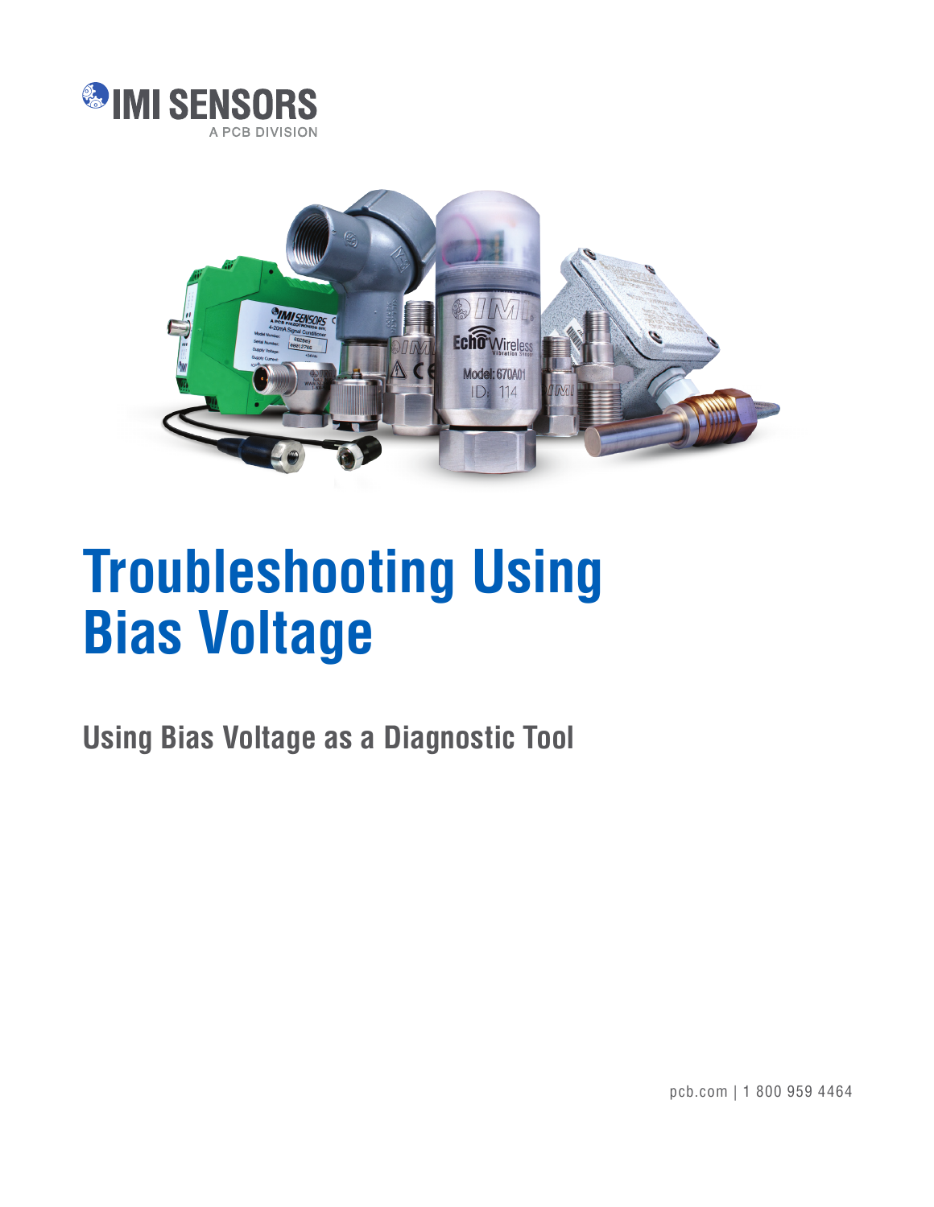IMI SENSORS

A PCB DIVISION

# Troubleshooting Using Bias Voltage

## Using Bias Voltage as a Diagnostic Tool

pcb.com | 1 800 959 4464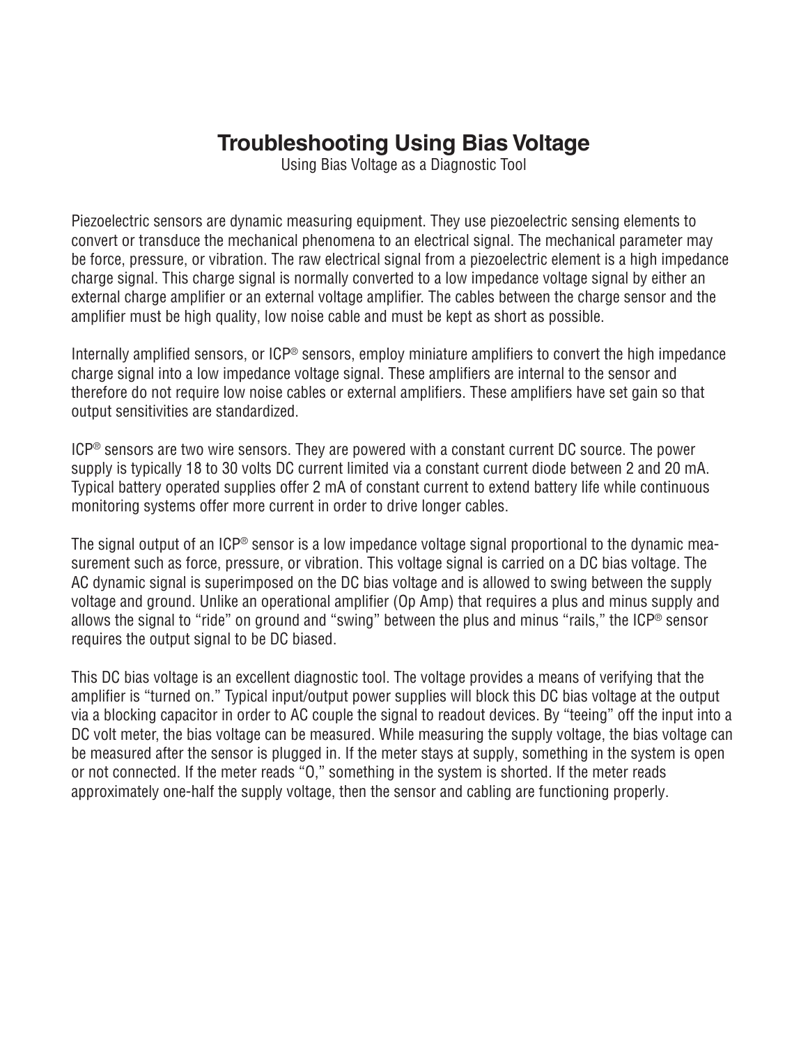# Troubleshooting Using Bias Voltage

Using Bias Voltage as a Diagnostic Tool

Piezoelectric sensors are dynamic measuring equipment. They use piezoelectric sensing elements to convert or transduce the mechanical phenomena to an electrical signal. The mechanical parameter may be force, pressure, or vibration. The raw electrical signal from a piezoelectric element is a high impedance charge signal. This charge signal is normally converted to a low impedance voltage signal by either an external charge amplifier or an external voltage amplifier. The cables between the charge sensor and the amplifier must be high quality, low noise cable and must be kept as short as possible.

Internally amplified sensors, or ICP® sensors, employ miniature amplifiers to convert the high impedance charge signal into a low impedance voltage signal. These amplifiers are internal to the sensor and therefore do not require low noise cables or external amplifiers. These amplifiers have set gain so that output sensitivities are standardized.

ICP® sensors are two wire sensors. They are powered with a constant current DC source. The power supply is typically 18 to 30 volts DC current limited via a constant current diode between 2 and 20 mA. Typical battery operated supplies offer 2 mA of constant current to extend battery life while continuous monitoring systems offer more current in order to drive longer cables.

The signal output of an ICP® sensor is a low impedance voltage signal proportional to the dynamic measurement such as force, pressure, or vibration. This voltage signal is carried on a DC bias voltage. The AC dynamic signal is superimposed on the DC bias voltage and is allowed to swing between the supply voltage and ground. Unlike an operational amplifier (Op Amp) that requires a plus and minus supply and allows the signal to "ride" on ground and "swing" between the plus and minus "rails," the ICP® sensor requires the output signal to be DC biased.

This DC bias voltage is an excellent diagnostic tool. The voltage provides a means of verifying that the amplifier is "turned on." Typical input/output power supplies will block this DC bias voltage at the output via a blocking capacitor in order to AC couple the signal to readout devices. By "teeing" off the input into a DC volt meter, the bias voltage can be measured. While measuring the supply voltage, the bias voltage can be measured after the sensor is plugged in. If the meter stays at supply, something in the system is open or not connected. If the meter reads "0," something in the system is shorted. If the meter reads approximately one-half the supply voltage, then the sensor and cabling are functioning properly.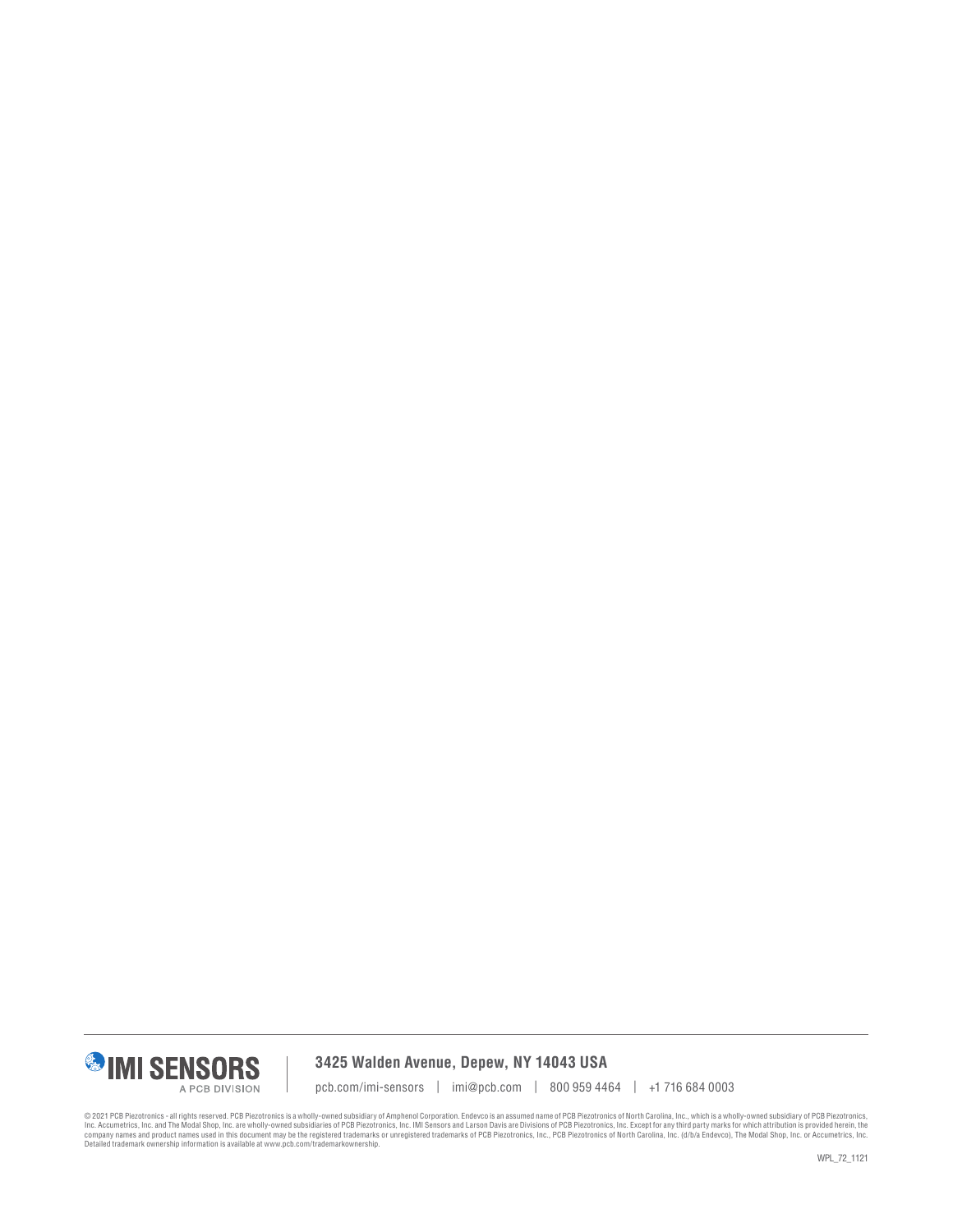IMI SENSORS
A PCB DIVISION

**3425 Walden Avenue, Depew, NY 14043 USA**

pcb.com/imi-sensors | imi@pcb.com | 800 959 4464 | +1 716 684 0003

© 2021 PCB Piezotronics - all rights reserved. PCB Piezotronics is a wholly-owned subsidiary of Amphenol Corporation. Endevco is an assumed name of PCB Piezotronics of North Carolina, Inc., which is a wholly-owned subsidiary of PCB Piezotronics, Inc. Accumetrics, Inc. and The Modal Shop, Inc. are wholly-owned subsidiaries of PCB Piezotronics, Inc. IMI Sensors and Larson Davis are Divisions of PCB Piezotronics, Inc. Except for any third party marks for which attribution is provided herein, the company names and product names used in this document may be the registered trademarks or unregistered trademarks of PCB Piezotronics, Inc., PCB Piezotronics of North Carolina, Inc. (d/b/a Endevco), The Modal Shop, Inc. or Accumetrics, Inc. Detailed trademark ownership information is available at www.pcb.com/trademarkownership.

WPL_72_1121